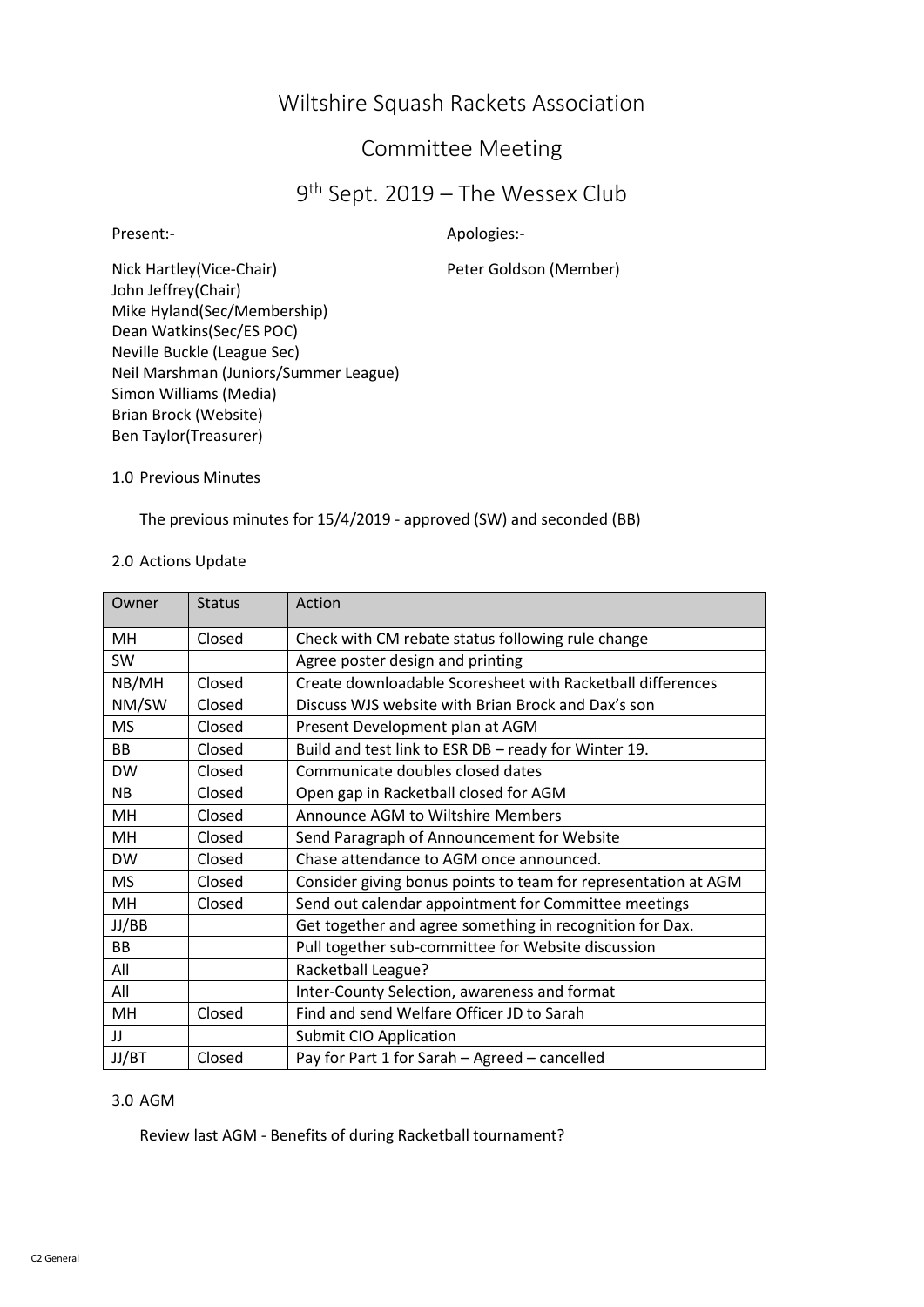# Wiltshire Squash Rackets Association

## Committee Meeting

## 9th Sept. 2019 – The Wessex Club

Present:-

Nick Hartley(Vice-Chair)
John Jeffrey(Chair)
Mike Hyland(Sec/Membership)
Dean Watkins(Sec/ES POC)
Neville Buckle (League Sec)
Neil Marshman (Juniors/Summer League)
Simon Williams (Media)
Brian Brock (Website)
Ben Taylor(Treasurer)

Apologies:-

Peter Goldson (Member)

1.0 Previous Minutes

The previous minutes for 15/4/2019 - approved (SW) and seconded (BB)

2.0 Actions Update

| Owner | Status | Action |
|---|---|---|
| MH | Closed | Check with CM rebate status following rule change |
| SW | | Agree poster design and printing |
| NB/MH | Closed | Create downloadable Scoresheet with Racketball differences |
| NM/SW | Closed | Discuss WJS website with Brian Brock and Dax's son |
| MS | Closed | Present Development plan at AGM |
| BB | Closed | Build and test link to ESR DB – ready for Winter 19. |
| DW | Closed | Communicate doubles closed dates |
| NB | Closed | Open gap in Racketball closed for AGM |
| MH | Closed | Announce AGM to Wiltshire Members |
| MH | Closed | Send Paragraph of Announcement for Website |
| DW | Closed | Chase attendance to AGM once announced. |
| MS | Closed | Consider giving bonus points to team for representation at AGM |
| MH | Closed | Send out calendar appointment for Committee meetings |
| JJ/BB | | Get together and agree something in recognition for Dax. |
| BB | | Pull together sub-committee for Website discussion |
| All | | Racketball League? |
| All | | Inter-County Selection, awareness and format |
| MH | Closed | Find and send Welfare Officer JD to Sarah |
| JJ | | Submit CIO Application |
| JJ/BT | Closed | Pay for Part 1 for Sarah – Agreed – cancelled |

3.0 AGM

Review last AGM - Benefits of during Racketball tournament?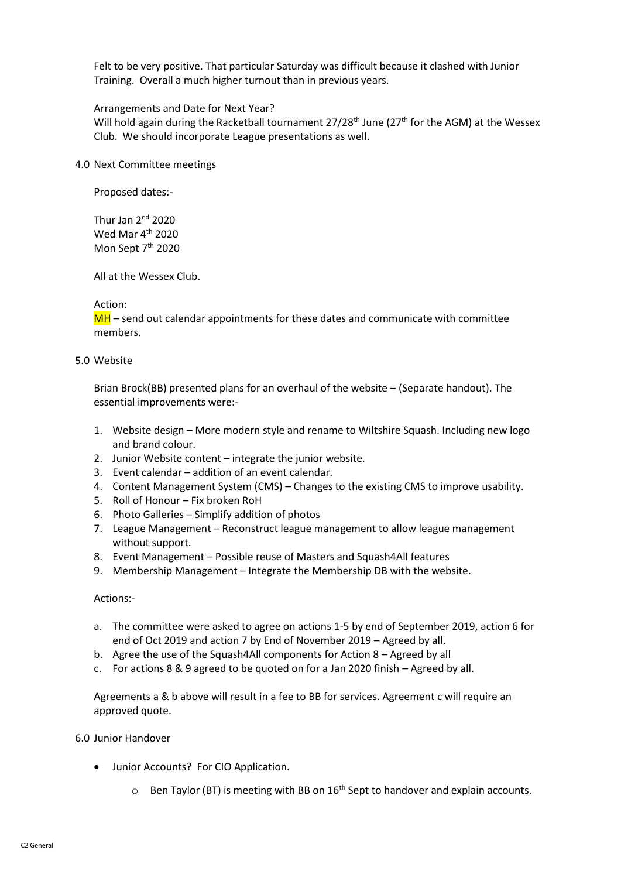Felt to be very positive. That particular Saturday was difficult because it clashed with Junior Training. Overall a much higher turnout than in previous years.

Arrangements and Date for Next Year?

Will hold again during the Racketball tournament 27/28th June (27th for the AGM) at the Wessex Club. We should incorporate League presentations as well.

4.0 Next Committee meetings

Proposed dates:-

Thur Jan 2nd 2020
Wed Mar 4th 2020
Mon Sept 7th 2020

All at the Wessex Club.

Action:

MH – send out calendar appointments for these dates and communicate with committee members.

5.0 Website

Brian Brock(BB) presented plans for an overhaul of the website – (Separate handout). The essential improvements were:-

1. Website design – More modern style and rename to Wiltshire Squash. Including new logo and brand colour.
2. Junior Website content – integrate the junior website.
3. Event calendar – addition of an event calendar.
4. Content Management System (CMS) – Changes to the existing CMS to improve usability.
5. Roll of Honour – Fix broken RoH
6. Photo Galleries – Simplify addition of photos
7. League Management – Reconstruct league management to allow league management without support.
8. Event Management – Possible reuse of Masters and Squash4All features
9. Membership Management – Integrate the Membership DB with the website.

Actions:-

a. The committee were asked to agree on actions 1-5 by end of September 2019, action 6 for end of Oct 2019 and action 7 by End of November 2019 – Agreed by all.
b. Agree the use of the Squash4All components for Action 8 – Agreed by all
c. For actions 8 & 9 agreed to be quoted on for a Jan 2020 finish – Agreed by all.

Agreements a & b above will result in a fee to BB for services. Agreement c will require an approved quote.

6.0 Junior Handover

- Junior Accounts? For CIO Application.
    - Ben Taylor (BT) is meeting with BB on 16th Sept to handover and explain accounts.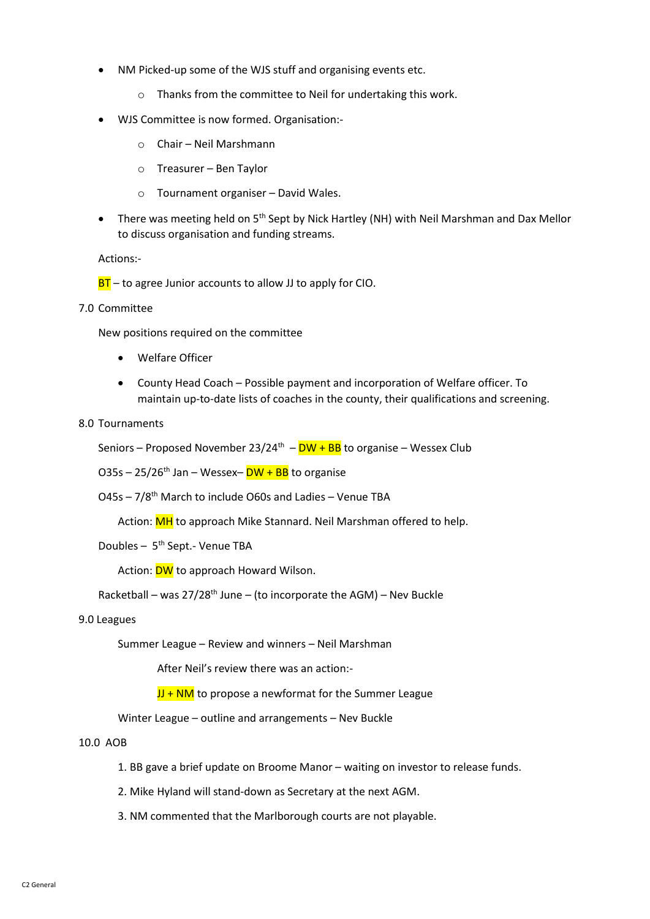- NM Picked-up some of the WJS stuff and organising events etc.
  - Thanks from the committee to Neil for undertaking this work.
- WJS Committee is now formed. Organisation:-
  - Chair – Neil Marshmann
  - Treasurer – Ben Taylor
  - Tournament organiser – David Wales.
- There was meeting held on 5th Sept by Nick Hartley (NH) with Neil Marshman and Dax Mellor to discuss organisation and funding streams.

Actions:-

BT – to agree Junior accounts to allow JJ to apply for CIO.

7.0 Committee

New positions required on the committee

- Welfare Officer
- County Head Coach – Possible payment and incorporation of Welfare officer. To maintain up-to-date lists of coaches in the county, their qualifications and screening.

8.0 Tournaments

Seniors – Proposed November 23/24th – DW + BB to organise – Wessex Club

O35s – 25/26th Jan – Wessex– DW + BB to organise

O45s – 7/8th March to include O60s and Ladies – Venue TBA

Action: MH to approach Mike Stannard. Neil Marshman offered to help.

Doubles – 5th Sept.- Venue TBA

Action: DW to approach Howard Wilson.

Racketball – was 27/28th June – (to incorporate the AGM) – Nev Buckle

9.0 Leagues

Summer League – Review and winners – Neil Marshman

After Neil's review there was an action:-

JJ + NM to propose a newformat for the Summer League

Winter League – outline and arrangements – Nev Buckle

10.0 AOB

1. BB gave a brief update on Broome Manor – waiting on investor to release funds.
2. Mike Hyland will stand-down as Secretary at the next AGM.
3. NM commented that the Marlborough courts are not playable.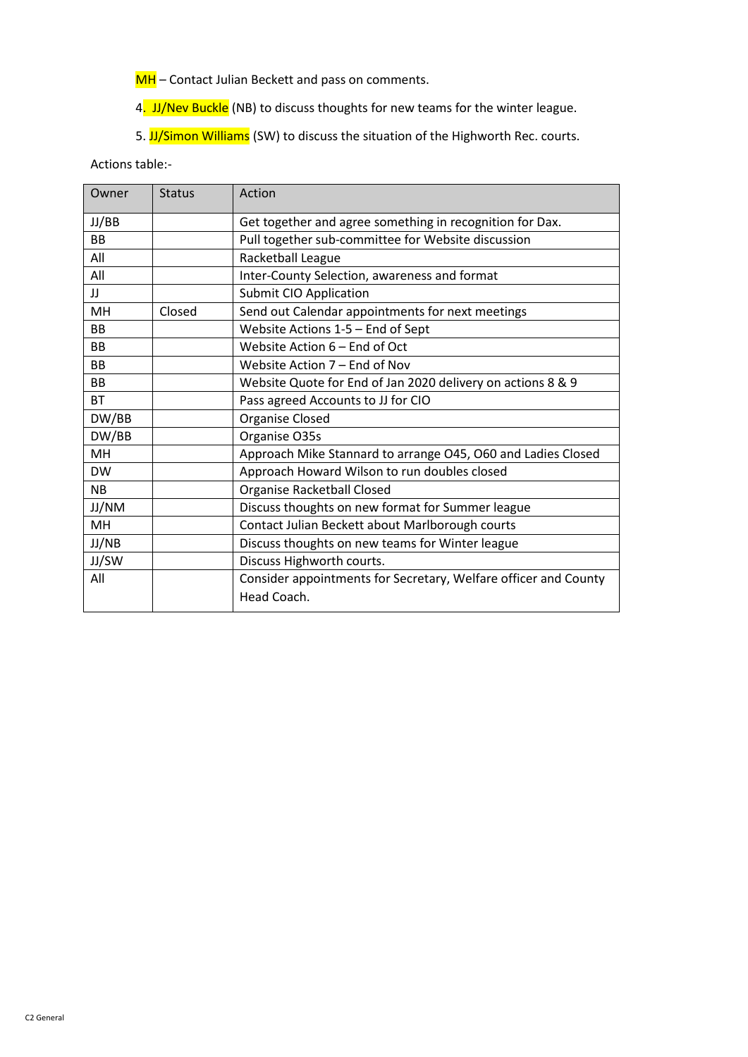MH – Contact Julian Beckett and pass on comments.

4. JJ/Nev Buckle (NB) to discuss thoughts for new teams for the winter league.

5. JJ/Simon Williams (SW) to discuss the situation of the Highworth Rec. courts.

Actions table:-

| Owner | Status | Action |
|---|---|---|
| JJ/BB | | Get together and agree something in recognition for Dax. |
| BB | | Pull together sub-committee for Website discussion |
| All | | Racketball League |
| All | | Inter-County Selection, awareness and format |
| JJ | | Submit CIO Application |
| MH | Closed | Send out Calendar appointments for next meetings |
| BB | | Website Actions 1-5 – End of Sept |
| BB | | Website Action 6 – End of Oct |
| BB | | Website Action 7 – End of Nov |
| BB | | Website Quote for End of Jan 2020 delivery on actions 8 & 9 |
| BT | | Pass agreed Accounts to JJ for CIO |
| DW/BB | | Organise Closed |
| DW/BB | | Organise O35s |
| MH | | Approach Mike Stannard to arrange O45, O60 and Ladies Closed |
| DW | | Approach Howard Wilson to run doubles closed |
| NB | | Organise Racketball Closed |
| JJ/NM | | Discuss thoughts on new format for Summer league |
| MH | | Contact Julian Beckett about Marlborough courts |
| JJ/NB | | Discuss thoughts on new teams for Winter league |
| JJ/SW | | Discuss Highworth courts. |
| All | | Consider appointments for Secretary, Welfare officer and County Head Coach. |